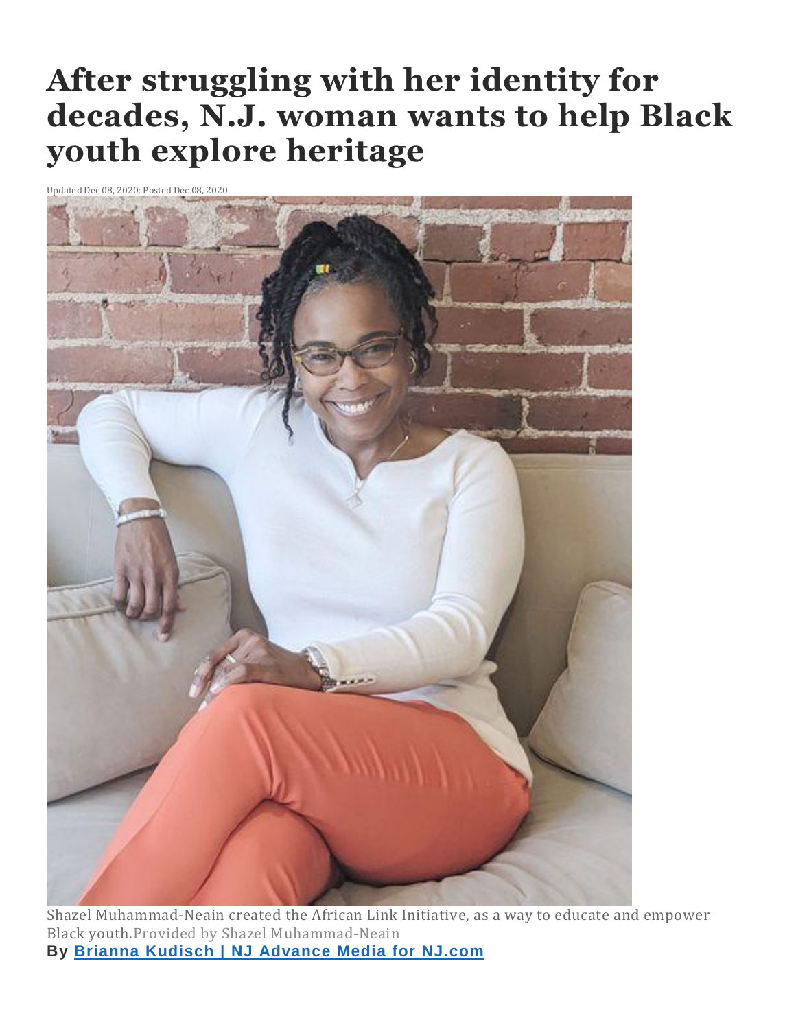# After struggling with her identity for decades, N.J. woman wants to help Black youth explore heritage

Updated Dec 08, 2020; Posted Dec 08, 2020

Shazel Muhammad-Neain created the African Link Initiative, as a way to educate and empower Black youth. Provided by Shazel Muhammad-Neain

**By Brianna Kudisch | NJ Advance Media for NJ.com**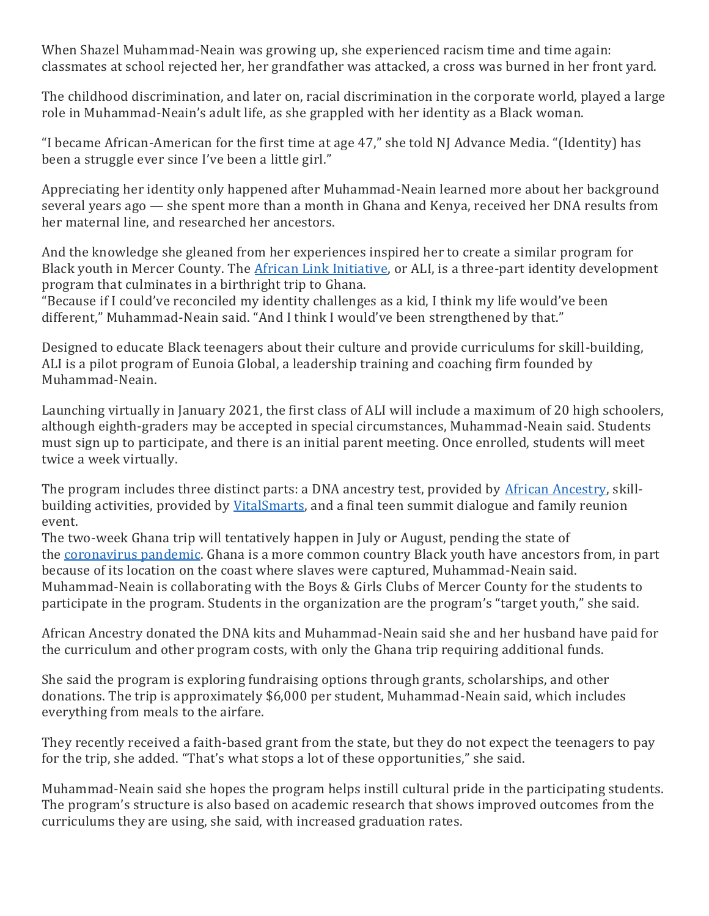When Shazel Muhammad-Neain was growing up, she experienced racism time and time again: classmates at school rejected her, her grandfather was attacked, a cross was burned in her front yard.

The childhood discrimination, and later on, racial discrimination in the corporate world, played a large role in Muhammad-Neain's adult life, as she grappled with her identity as a Black woman.

"I became African-American for the first time at age 47," she told NJ Advance Media. "(Identity) has been a struggle ever since I've been a little girl."

Appreciating her identity only happened after Muhammad-Neain learned more about her background several years ago — she spent more than a month in Ghana and Kenya, received her DNA results from her maternal line, and researched her ancestors.

And the knowledge she gleaned from her experiences inspired her to create a similar program for Black youth in Mercer County. The African Link Initiative, or ALI, is a three-part identity development program that culminates in a birthright trip to Ghana.
"Because if I could've reconciled my identity challenges as a kid, I think my life would've been different," Muhammad-Neain said. "And I think I would've been strengthened by that."

Designed to educate Black teenagers about their culture and provide curriculums for skill-building, ALI is a pilot program of Eunoia Global, a leadership training and coaching firm founded by Muhammad-Neain.

Launching virtually in January 2021, the first class of ALI will include a maximum of 20 high schoolers, although eighth-graders may be accepted in special circumstances, Muhammad-Neain said. Students must sign up to participate, and there is an initial parent meeting. Once enrolled, students will meet twice a week virtually.

The program includes three distinct parts: a DNA ancestry test, provided by African Ancestry, skill-building activities, provided by VitalSmarts, and a final teen summit dialogue and family reunion event.
The two-week Ghana trip will tentatively happen in July or August, pending the state of the coronavirus pandemic. Ghana is a more common country Black youth have ancestors from, in part because of its location on the coast where slaves were captured, Muhammad-Neain said.
Muhammad-Neain is collaborating with the Boys & Girls Clubs of Mercer County for the students to participate in the program. Students in the organization are the program's "target youth," she said.

African Ancestry donated the DNA kits and Muhammad-Neain said she and her husband have paid for the curriculum and other program costs, with only the Ghana trip requiring additional funds.

She said the program is exploring fundraising options through grants, scholarships, and other donations. The trip is approximately $6,000 per student, Muhammad-Neain said, which includes everything from meals to the airfare.

They recently received a faith-based grant from the state, but they do not expect the teenagers to pay for the trip, she added. "That's what stops a lot of these opportunities," she said.

Muhammad-Neain said she hopes the program helps instill cultural pride in the participating students. The program's structure is also based on academic research that shows improved outcomes from the curriculums they are using, she said, with increased graduation rates.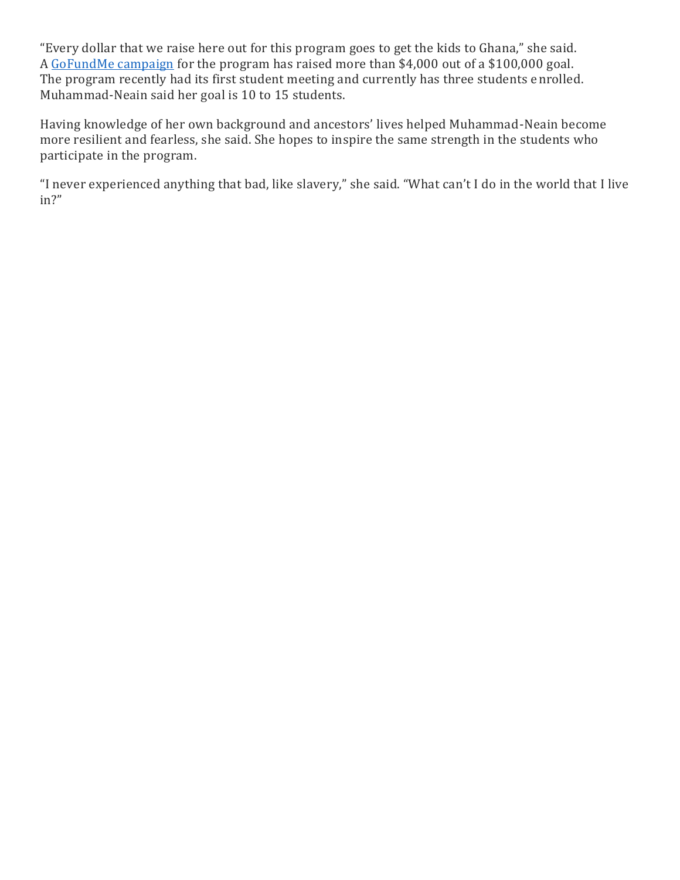"Every dollar that we raise here out for this program goes to get the kids to Ghana," she said. A GoFundMe campaign for the program has raised more than $4,000 out of a $100,000 goal. The program recently had its first student meeting and currently has three students enrolled. Muhammad-Neain said her goal is 10 to 15 students.

Having knowledge of her own background and ancestors' lives helped Muhammad-Neain become more resilient and fearless, she said. She hopes to inspire the same strength in the students who participate in the program.

"I never experienced anything that bad, like slavery," she said. "What can't I do in the world that I live in?"